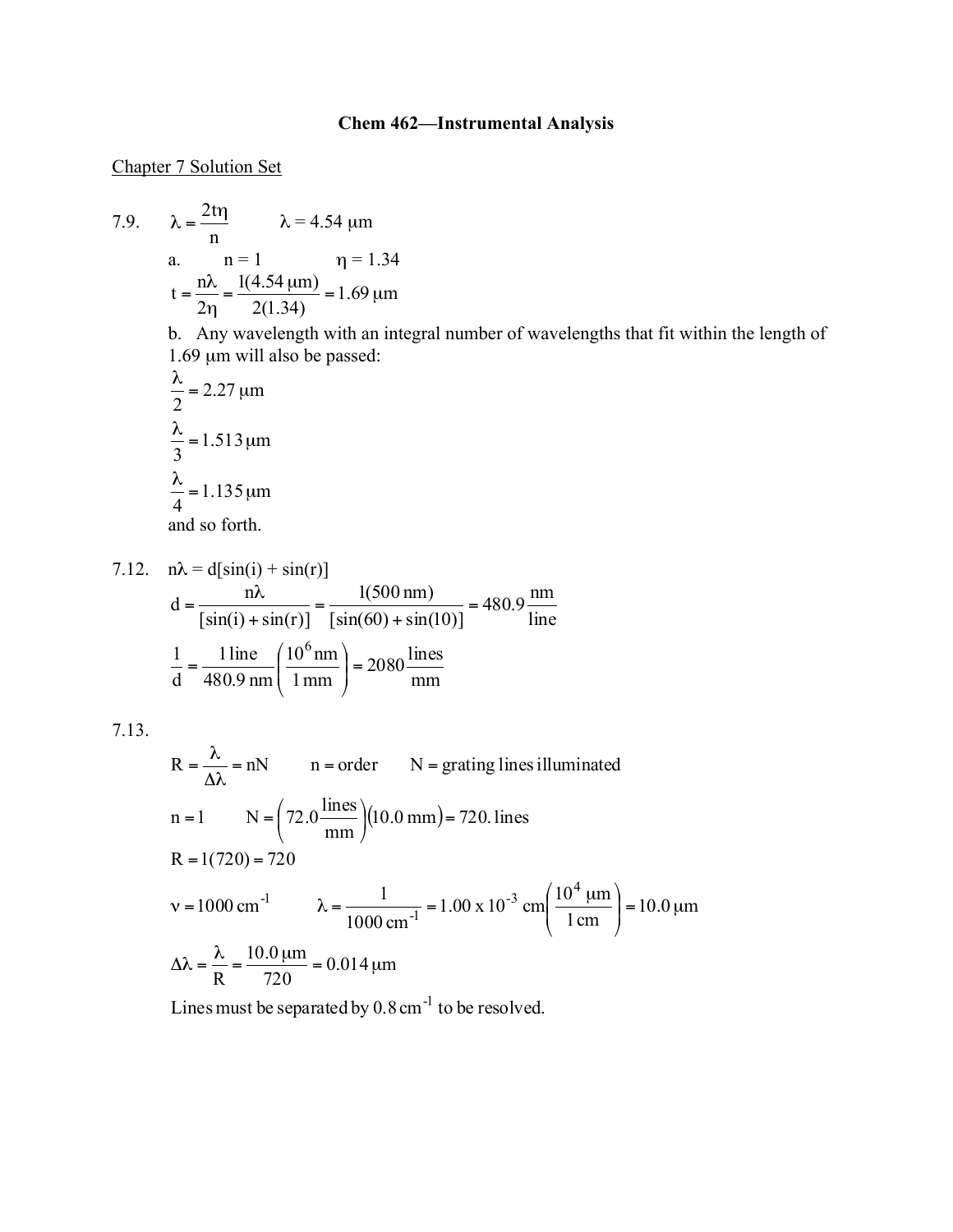**Chem 462—Instrumental Analysis**

Chapter 7 Solution Set

7.9. $\lambda = \dfrac{2t\eta}{n}$ $\lambda = 4.54\ \mu\text{m}$

a. $n = 1$ $\eta = 1.34$

$$t = \frac{n\lambda}{2\eta} = \frac{1(4.54\ \mu\text{m})}{2(1.34)} = 1.69\ \mu\text{m}$$

b. Any wavelength with an integral number of wavelengths that fit within the length of 1.69 μm will also be passed:

$$\frac{\lambda}{2} = 2.27\ \mu\text{m}$$

$$\frac{\lambda}{3} = 1.513\ \mu\text{m}$$

$$\frac{\lambda}{4} = 1.135\ \mu\text{m}$$

and so forth.

7.12. $n\lambda = d[\sin(i) + \sin(r)]$

$$d = \frac{n\lambda}{[\sin(i) + \sin(r)]} = \frac{1(500\ \text{nm})}{[\sin(60) + \sin(10)]} = 480.9\frac{\text{nm}}{\text{line}}$$

$$\frac{1}{d} = \frac{1\ \text{line}}{480.9\ \text{nm}}\left(\frac{10^6\ \text{nm}}{1\ \text{mm}}\right) = 2080\frac{\text{lines}}{\text{mm}}$$

7.13.

$$R = \frac{\lambda}{\Delta\lambda} = nN \qquad n = \text{order} \qquad N = \text{grating lines illuminated}$$

$$n = 1 \qquad N = \left(72.0\frac{\text{lines}}{\text{mm}}\right)(10.0\ \text{mm}) = 720.\ \text{lines}$$

$$R = 1(720) = 720$$

$$\nu = 1000\ \text{cm}^{-1} \qquad \lambda = \frac{1}{1000\ \text{cm}^{-1}} = 1.00 \times 10^{-3}\ \text{cm}\left(\frac{10^4\ \mu\text{m}}{1\ \text{cm}}\right) = 10.0\ \mu\text{m}$$

$$\Delta\lambda = \frac{\lambda}{R} = \frac{10.0\ \mu\text{m}}{720} = 0.014\ \mu\text{m}$$

Lines must be separated by $0.8\ \text{cm}^{-1}$ to be resolved.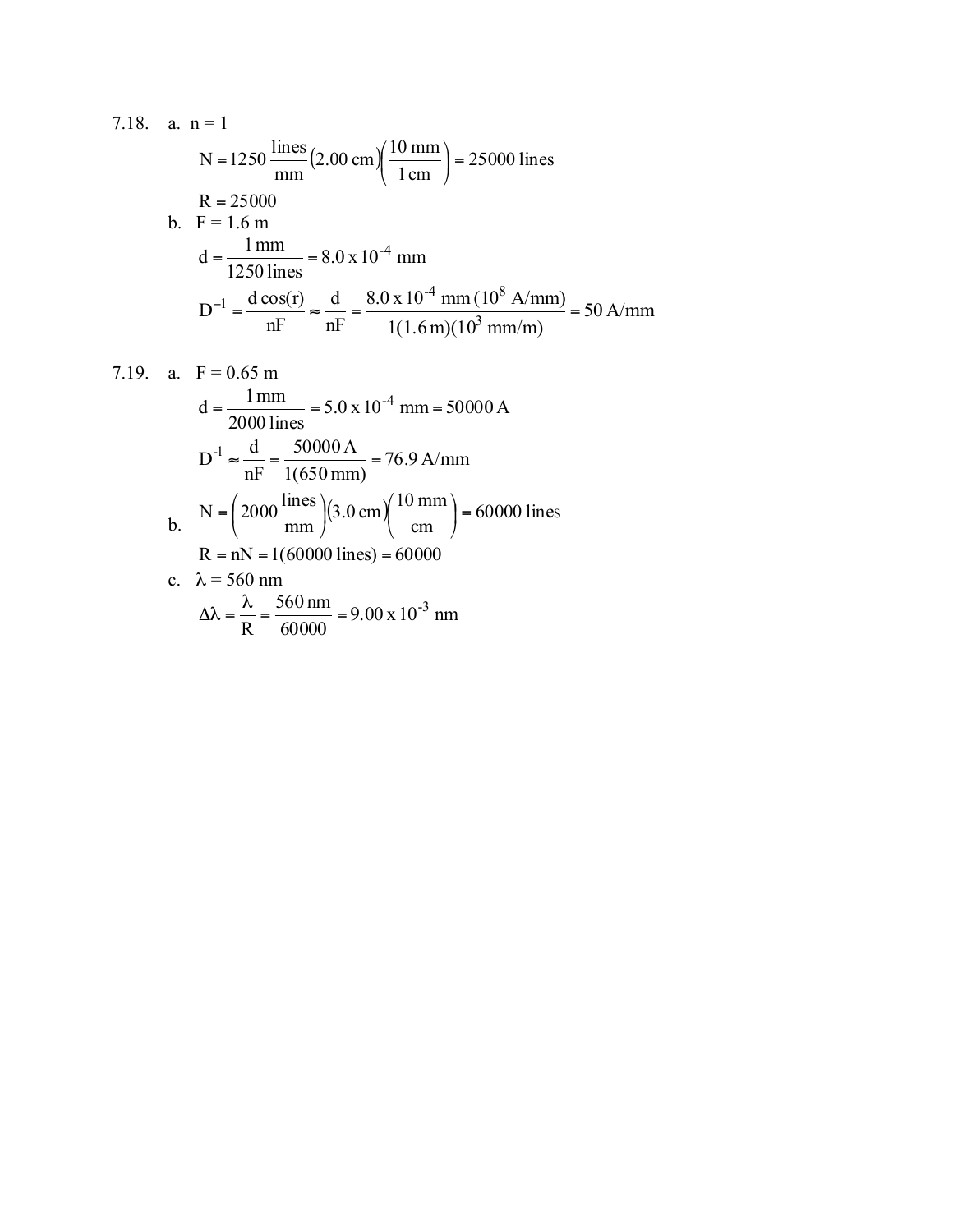7.18. a. $n = 1$

$$N = 1250\,\frac{\text{lines}}{\text{mm}}(2.00\text{ cm})\left(\frac{10\text{ mm}}{1\text{ cm}}\right) = 25000\text{ lines}$$

$R = 25000$

b. $F = 1.6$ m

$$d = \frac{1\text{ mm}}{1250\text{ lines}} = 8.0 \times 10^{-4}\text{ mm}$$

$$D^{-1} = \frac{d\cos(r)}{nF} \approx \frac{d}{nF} = \frac{8.0 \times 10^{-4}\text{ mm }(10^{8}\text{ A/mm})}{1(1.6\text{ m})(10^{3}\text{ mm/m})} = 50\text{ A/mm}$$

7.19. a. $F = 0.65$ m

$$d = \frac{1\text{ mm}}{2000\text{ lines}} = 5.0 \times 10^{-4}\text{ mm} = 50000\text{ A}$$

$$D^{-1} \approx \frac{d}{nF} = \frac{50000\text{ A}}{1(650\text{ mm})} = 76.9\text{ A/mm}$$

b.

$$N = \left(2000\,\frac{\text{lines}}{\text{mm}}\right)(3.0\text{ cm})\left(\frac{10\text{ mm}}{\text{cm}}\right) = 60000\text{ lines}$$

$$R = nN = 1(60000\text{ lines}) = 60000$$

c. $\lambda = 560$ nm

$$\Delta\lambda = \frac{\lambda}{R} = \frac{560\text{ nm}}{60000} = 9.00 \times 10^{-3}\text{ nm}$$